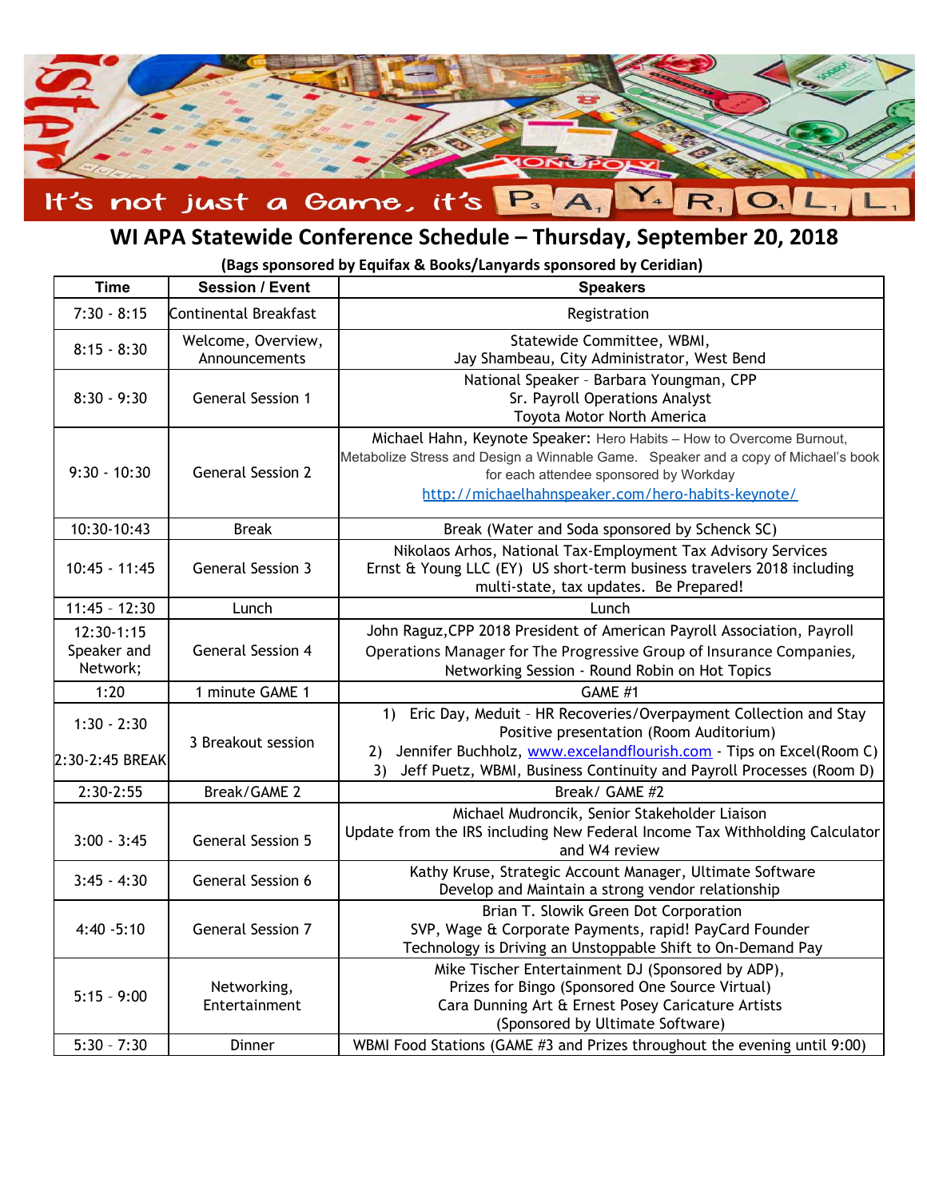It's not just a Game, it's PAYROLL

# WI APA Statewide Conference Schedule – Thursday, September 20, 2018

**(Bags sponsored by Equifax & Books/Lanyards sponsored by Ceridian)**

| Time | Session / Event | Speakers |
|---|---|---|
| 7:30 - 8:15 | Continental Breakfast | Registration |
| 8:15 - 8:30 | Welcome, Overview, Announcements | Statewide Committee, WBMI, Jay Shambeau, City Administrator, West Bend |
| 8:30 - 9:30 | General Session 1 | National Speaker - Barbara Youngman, CPP Sr. Payroll Operations Analyst Toyota Motor North America |
| 9:30 - 10:30 | General Session 2 | Michael Hahn, Keynote Speaker: Hero Habits – How to Overcome Burnout, Metabolize Stress and Design a Winnable Game. Speaker and a copy of Michael's book for each attendee sponsored by Workday http://michaelhahnspeaker.com/hero-habits-keynote/ |
| 10:30-10:43 | Break | Break (Water and Soda sponsored by Schenck SC) |
| 10:45 - 11:45 | General Session 3 | Nikolaos Arhos, National Tax-Employment Tax Advisory Services Ernst & Young LLC (EY) US short-term business travelers 2018 including multi-state, tax updates. Be Prepared! |
| 11:45 - 12:30 | Lunch | Lunch |
| 12:30-1:15 Speaker and Network; | General Session 4 | John Raguz,CPP 2018 President of American Payroll Association, Payroll Operations Manager for The Progressive Group of Insurance Companies, Networking Session - Round Robin on Hot Topics |
| 1:20 | 1 minute GAME 1 | GAME #1 |
| 1:30 - 2:30<br>2:30-2:45 BREAK | 3 Breakout session | 1) Eric Day, Meduit - HR Recoveries/Overpayment Collection and Stay Positive presentation (Room Auditorium)<br>2) Jennifer Buchholz, www.excelandflourish.com - Tips on Excel(Room C)<br>3) Jeff Puetz, WBMI, Business Continuity and Payroll Processes (Room D) |
| 2:30-2:55 | Break/GAME 2 | Break/ GAME #2 |
| 3:00 - 3:45 | General Session 5 | Michael Mudroncik, Senior Stakeholder Liaison Update from the IRS including New Federal Income Tax Withholding Calculator and W4 review |
| 3:45 - 4:30 | General Session 6 | Kathy Kruse, Strategic Account Manager, Ultimate Software Develop and Maintain a strong vendor relationship |
| 4:40 -5:10 | General Session 7 | Brian T. Slowik Green Dot Corporation SVP, Wage & Corporate Payments, rapid! PayCard Founder Technology is Driving an Unstoppable Shift to On-Demand Pay |
| 5:15 - 9:00 | Networking, Entertainment | Mike Tischer Entertainment DJ (Sponsored by ADP), Prizes for Bingo (Sponsored One Source Virtual) Cara Dunning Art & Ernest Posey Caricature Artists (Sponsored by Ultimate Software) |
| 5:30 - 7:30 | Dinner | WBMI Food Stations (GAME #3 and Prizes throughout the evening until 9:00) |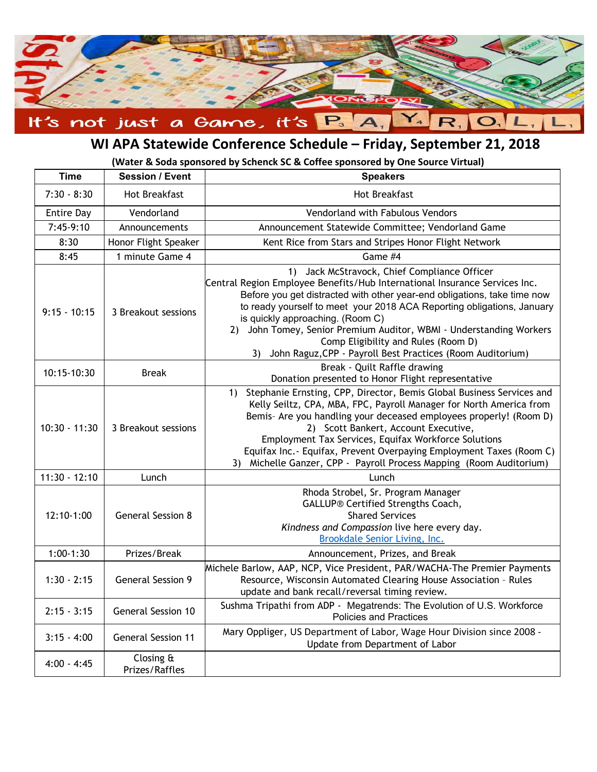It's not just a Game, it's PAYROLL

# WI APA Statewide Conference Schedule – Friday, September 21, 2018

**(Water & Soda sponsored by Schenck SC & Coffee sponsored by One Source Virtual)**

| Time | Session / Event | Speakers |
|---|---|---|
| 7:30 - 8:30 | Hot Breakfast | Hot Breakfast |
| Entire Day | Vendorland | Vendorland with Fabulous Vendors |
| 7:45-9:10 | Announcements | Announcement Statewide Committee; Vendorland Game |
| 8:30 | Honor Flight Speaker | Kent Rice from Stars and Stripes Honor Flight Network |
| 8:45 | 1 minute Game 4 | Game #4 |
| 9:15 - 10:15 | 3 Breakout sessions | 1) Jack McStravock, Chief Compliance Officer Central Region Employee Benefits/Hub International Insurance Services Inc. Before you get distracted with other year-end obligations, take time now to ready yourself to meet your 2018 ACA Reporting obligations, January is quickly approaching. (Room C) 2) John Tomey, Senior Premium Auditor, WBMI - Understanding Workers Comp Eligibility and Rules (Room D) 3) John Raguz,CPP - Payroll Best Practices (Room Auditorium) |
| 10:15-10:30 | Break | Break - Quilt Raffle drawing Donation presented to Honor Flight representative |
| 10:30 - 11:30 | 3 Breakout sessions | 1) Stephanie Ernsting, CPP, Director, Bemis Global Business Services and Kelly Seiltz, CPA, MBA, FPC, Payroll Manager for North America from Bemis- Are you handling your deceased employees properly! (Room D) 2) Scott Bankert, Account Executive, Employment Tax Services, Equifax Workforce Solutions Equifax Inc.- Equifax, Prevent Overpaying Employment Taxes (Room C) 3) Michelle Ganzer, CPP - Payroll Process Mapping (Room Auditorium) |
| 11:30 - 12:10 | Lunch | Lunch |
| 12:10-1:00 | General Session 8 | Rhoda Strobel, Sr. Program Manager GALLUP® Certified Strengths Coach, Shared Services *Kindness and Compassion* live here every day. Brookdale Senior Living, Inc. |
| 1:00-1:30 | Prizes/Break | Announcement, Prizes, and Break |
| 1:30 - 2:15 | General Session 9 | Michele Barlow, AAP, NCP, Vice President, PAR/WACHA-The Premier Payments Resource, Wisconsin Automated Clearing House Association - Rules update and bank recall/reversal timing review. |
| 2:15 - 3:15 | General Session 10 | Sushma Tripathi from ADP - Megatrends: The Evolution of U.S. Workforce Policies and Practices |
| 3:15 - 4:00 | General Session 11 | Mary Oppliger, US Department of Labor, Wage Hour Division since 2008 - Update from Department of Labor |
| 4:00 - 4:45 | Closing & Prizes/Raffles | |